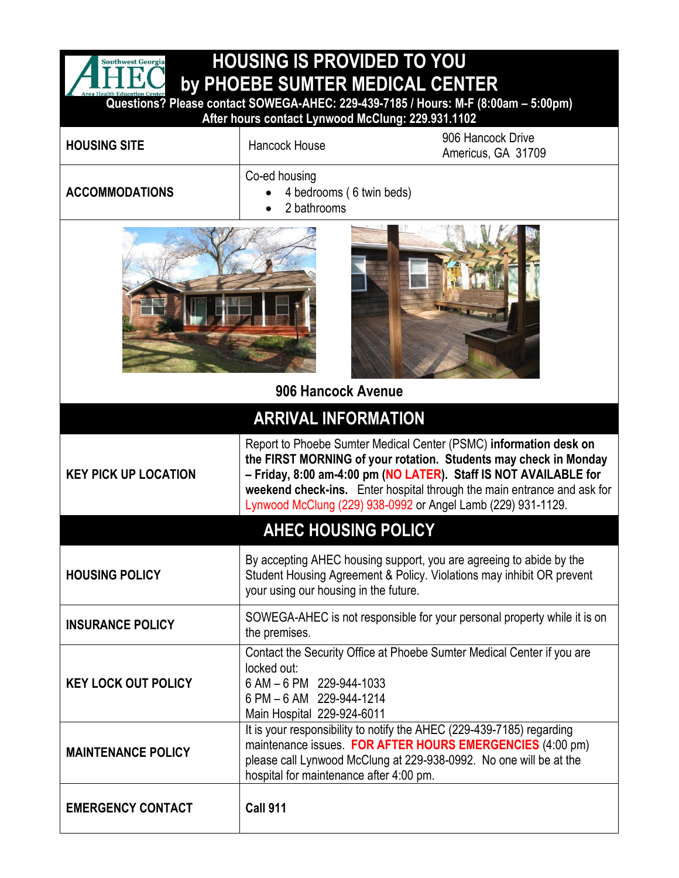# HOUSING IS PROVIDED TO YOU by PHOEBE SUMTER MEDICAL CENTER

**Questions? Please contact SOWEGA-AHEC: 229-439-7185 / Hours: M-F (8:00am – 5:00pm)**
**After hours contact Lynwood McClung: 229.931.1102**

| | | |
|---|---|---|
| **HOUSING SITE** | Hancock House | 906 Hancock Drive<br>Americus, GA 31709 |
| **ACCOMMODATIONS** | Co-ed housing<br>• 4 bedrooms ( 6 twin beds)<br>• 2 bathrooms | |

**906 Hancock Avenue**

## ARRIVAL INFORMATION

| | |
|---|---|
| **KEY PICK UP LOCATION** | Report to Phoebe Sumter Medical Center (PSMC) **information desk on the FIRST MORNING of your rotation. Students may check in Monday – Friday, 8:00 am-4:00 pm (NO LATER). Staff IS NOT AVAILABLE for weekend check-ins.** Enter hospital through the main entrance and ask for Lynwood McClung (229) 938-0992 or Angel Lamb (229) 931-1129. |

## AHEC HOUSING POLICY

| | |
|---|---|
| **HOUSING POLICY** | By accepting AHEC housing support, you are agreeing to abide by the Student Housing Agreement & Policy. Violations may inhibit OR prevent your using our housing in the future. |
| **INSURANCE POLICY** | SOWEGA-AHEC is not responsible for your personal property while it is on the premises. |
| **KEY LOCK OUT POLICY** | Contact the Security Office at Phoebe Sumter Medical Center if you are locked out:<br>6 AM – 6 PM 229-944-1033<br>6 PM – 6 AM 229-944-1214<br>Main Hospital 229-924-6011 |
| **MAINTENANCE POLICY** | It is your responsibility to notify the AHEC (229-439-7185) regarding maintenance issues. **FOR AFTER HOURS EMERGENCIES** (4:00 pm) please call Lynwood McClung at 229-938-0992. No one will be at the hospital for maintenance after 4:00 pm. |
| **EMERGENCY CONTACT** | **Call 911** |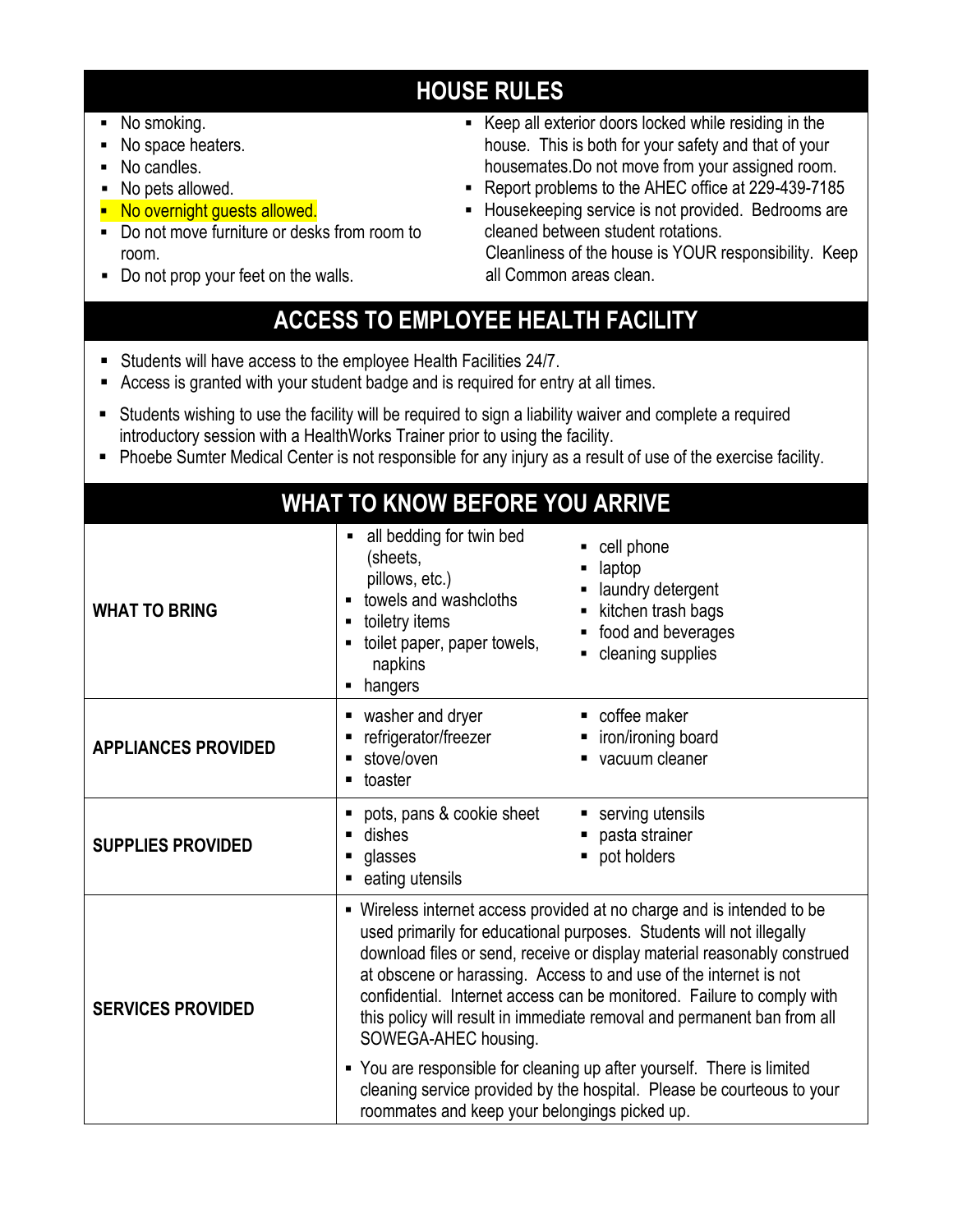## HOUSE RULES

- No smoking.
- No space heaters.
- No candles.
- No pets allowed.
- No overnight guests allowed.
- Do not move furniture or desks from room to room.
- Do not prop your feet on the walls.
- Keep all exterior doors locked while residing in the house. This is both for your safety and that of your housemates.Do not move from your assigned room.
- Report problems to the AHEC office at 229-439-7185
- Housekeeping service is not provided. Bedrooms are cleaned between student rotations. Cleanliness of the house is YOUR responsibility. Keep all Common areas clean.

## ACCESS TO EMPLOYEE HEALTH FACILITY

- Students will have access to the employee Health Facilities 24/7.
- Access is granted with your student badge and is required for entry at all times.
- Students wishing to use the facility will be required to sign a liability waiver and complete a required introductory session with a HealthWorks Trainer prior to using the facility.
- Phoebe Sumter Medical Center is not responsible for any injury as a result of use of the exercise facility.

## WHAT TO KNOW BEFORE YOU ARRIVE

| | | |
|---|---|---|
| **WHAT TO BRING** | ▪ all bedding for twin bed (sheets, pillows, etc.)<br>▪ towels and washcloths<br>▪ toiletry items<br>▪ toilet paper, paper towels, napkins<br>▪ hangers | ▪ cell phone<br>▪ laptop<br>▪ laundry detergent<br>▪ kitchen trash bags<br>▪ food and beverages<br>▪ cleaning supplies |
| **APPLIANCES PROVIDED** | ▪ washer and dryer<br>▪ refrigerator/freezer<br>▪ stove/oven<br>▪ toaster | ▪ coffee maker<br>▪ iron/ironing board<br>▪ vacuum cleaner |
| **SUPPLIES PROVIDED** | ▪ pots, pans & cookie sheet<br>▪ dishes<br>▪ glasses<br>▪ eating utensils | ▪ serving utensils<br>▪ pasta strainer<br>▪ pot holders |
| **SERVICES PROVIDED** | ▪ Wireless internet access provided at no charge and is intended to be used primarily for educational purposes. Students will not illegally download files or send, receive or display material reasonably construed at obscene or harassing. Access to and use of the internet is not confidential. Internet access can be monitored. Failure to comply with this policy will result in immediate removal and permanent ban from all SOWEGA-AHEC housing.<br>▪ You are responsible for cleaning up after yourself. There is limited cleaning service provided by the hospital. Please be courteous to your roommates and keep your belongings picked up. | |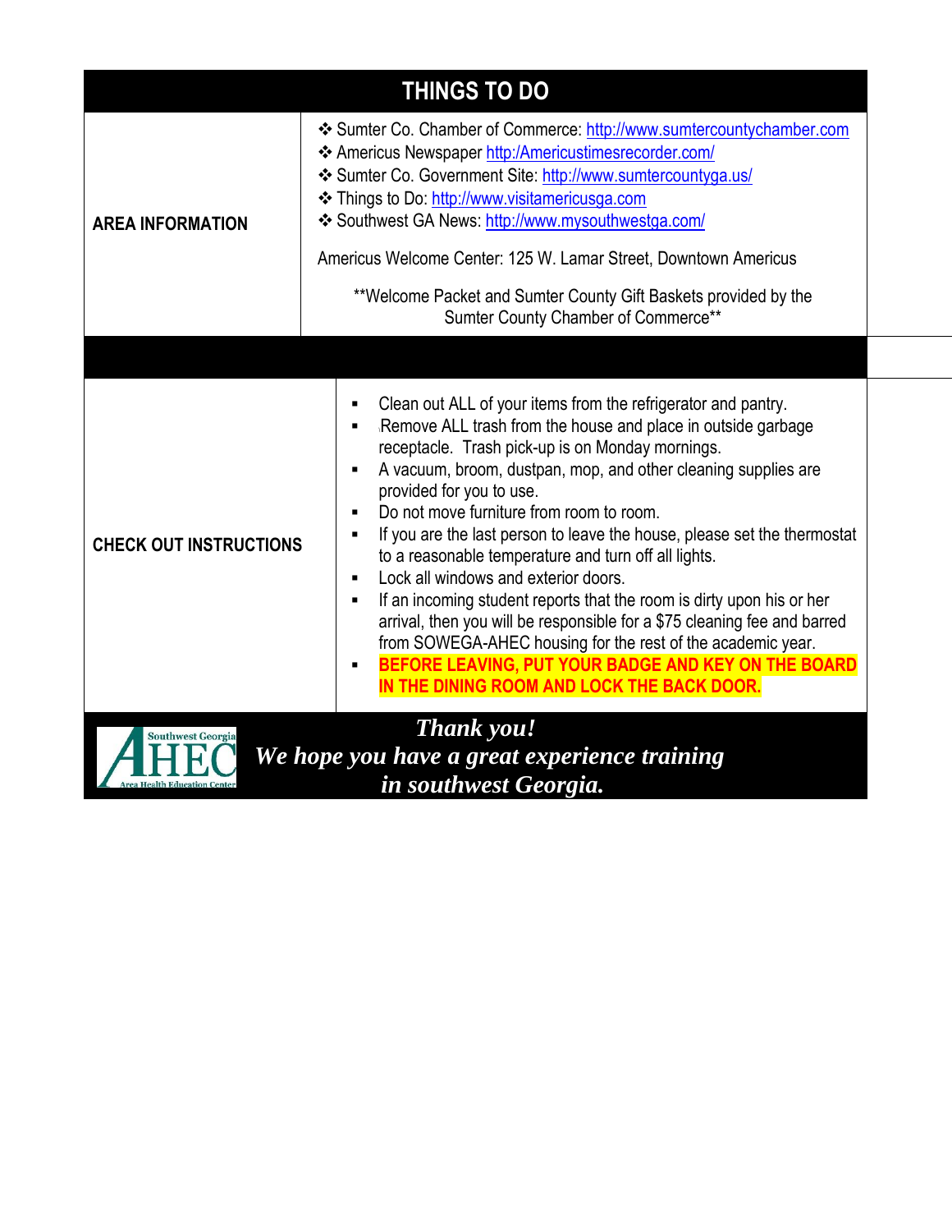| THINGS TO DO | |
|---|---|
| **AREA INFORMATION** | ❖ Sumter Co. Chamber of Commerce: http://www.sumtercountychamber.com<br>❖ Americus Newspaper http:/Americustimesrecorder.com/<br>❖ Sumter Co. Government Site: http://www.sumtercountyga.us/<br>❖ Things to Do: http://www.visitamericusga.com<br>❖ Southwest GA News: http://www.mysouthwestga.com/<br><br>Americus Welcome Center: 125 W. Lamar Street, Downtown Americus<br><br>**Welcome Packet and Sumter County Gift Baskets provided by the Sumter County Chamber of Commerce** |
| | |
| **CHECK OUT INSTRUCTIONS** | ▪ Clean out ALL of your items from the refrigerator and pantry.<br>▪ Remove ALL trash from the house and place in outside garbage receptacle. Trash pick-up is on Monday mornings.<br>▪ A vacuum, broom, dustpan, mop, and other cleaning supplies are provided for you to use.<br>▪ Do not move furniture from room to room.<br>▪ If you are the last person to leave the house, please set the thermostat to a reasonable temperature and turn off all lights.<br>▪ Lock all windows and exterior doors.<br>▪ If an incoming student reports that the room is dirty upon his or her arrival, then you will be responsible for a $75 cleaning fee and barred from SOWEGA-AHEC housing for the rest of the academic year.<br>▪ **BEFORE LEAVING, PUT YOUR BADGE AND KEY ON THE BOARD IN THE DINING ROOM AND LOCK THE BACK DOOR.** |

Southwest Georgia AHEC Area Health Education Center

***Thank you!***
***We hope you have a great experience training in southwest Georgia.***